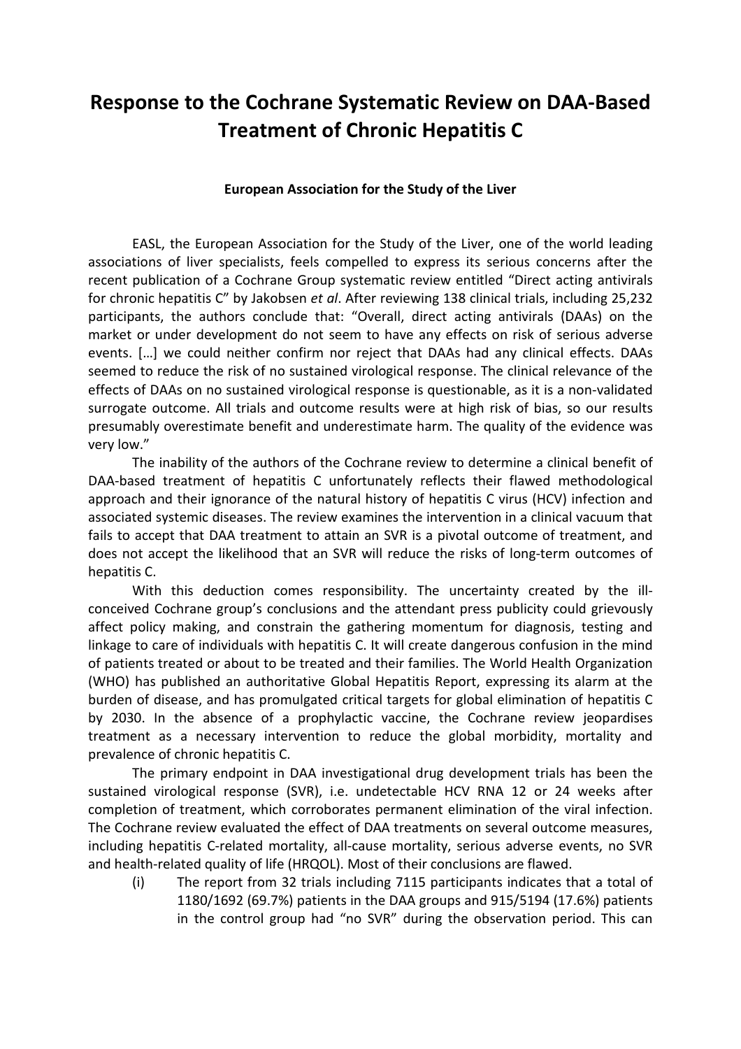# Response to the Cochrane Systematic Review on DAA-Based Treatment of Chronic Hepatitis C

**European Association for the Study of the Liver**

EASL, the European Association for the Study of the Liver, one of the world leading associations of liver specialists, feels compelled to express its serious concerns after the recent publication of a Cochrane Group systematic review entitled "Direct acting antivirals for chronic hepatitis C" by Jakobsen *et al*. After reviewing 138 clinical trials, including 25,232 participants, the authors conclude that: "Overall, direct acting antivirals (DAAs) on the market or under development do not seem to have any effects on risk of serious adverse events. […] we could neither confirm nor reject that DAAs had any clinical effects. DAAs seemed to reduce the risk of no sustained virological response. The clinical relevance of the effects of DAAs on no sustained virological response is questionable, as it is a non-validated surrogate outcome. All trials and outcome results were at high risk of bias, so our results presumably overestimate benefit and underestimate harm. The quality of the evidence was very low."

The inability of the authors of the Cochrane review to determine a clinical benefit of DAA-based treatment of hepatitis C unfortunately reflects their flawed methodological approach and their ignorance of the natural history of hepatitis C virus (HCV) infection and associated systemic diseases. The review examines the intervention in a clinical vacuum that fails to accept that DAA treatment to attain an SVR is a pivotal outcome of treatment, and does not accept the likelihood that an SVR will reduce the risks of long-term outcomes of hepatitis C.

With this deduction comes responsibility. The uncertainty created by the ill-conceived Cochrane group's conclusions and the attendant press publicity could grievously affect policy making, and constrain the gathering momentum for diagnosis, testing and linkage to care of individuals with hepatitis C. It will create dangerous confusion in the mind of patients treated or about to be treated and their families. The World Health Organization (WHO) has published an authoritative Global Hepatitis Report, expressing its alarm at the burden of disease, and has promulgated critical targets for global elimination of hepatitis C by 2030. In the absence of a prophylactic vaccine, the Cochrane review jeopardises treatment as a necessary intervention to reduce the global morbidity, mortality and prevalence of chronic hepatitis C.

The primary endpoint in DAA investigational drug development trials has been the sustained virological response (SVR), i.e. undetectable HCV RNA 12 or 24 weeks after completion of treatment, which corroborates permanent elimination of the viral infection. The Cochrane review evaluated the effect of DAA treatments on several outcome measures, including hepatitis C-related mortality, all-cause mortality, serious adverse events, no SVR and health-related quality of life (HRQOL). Most of their conclusions are flawed.

(i) The report from 32 trials including 7115 participants indicates that a total of 1180/1692 (69.7%) patients in the DAA groups and 915/5194 (17.6%) patients in the control group had "no SVR" during the observation period. This can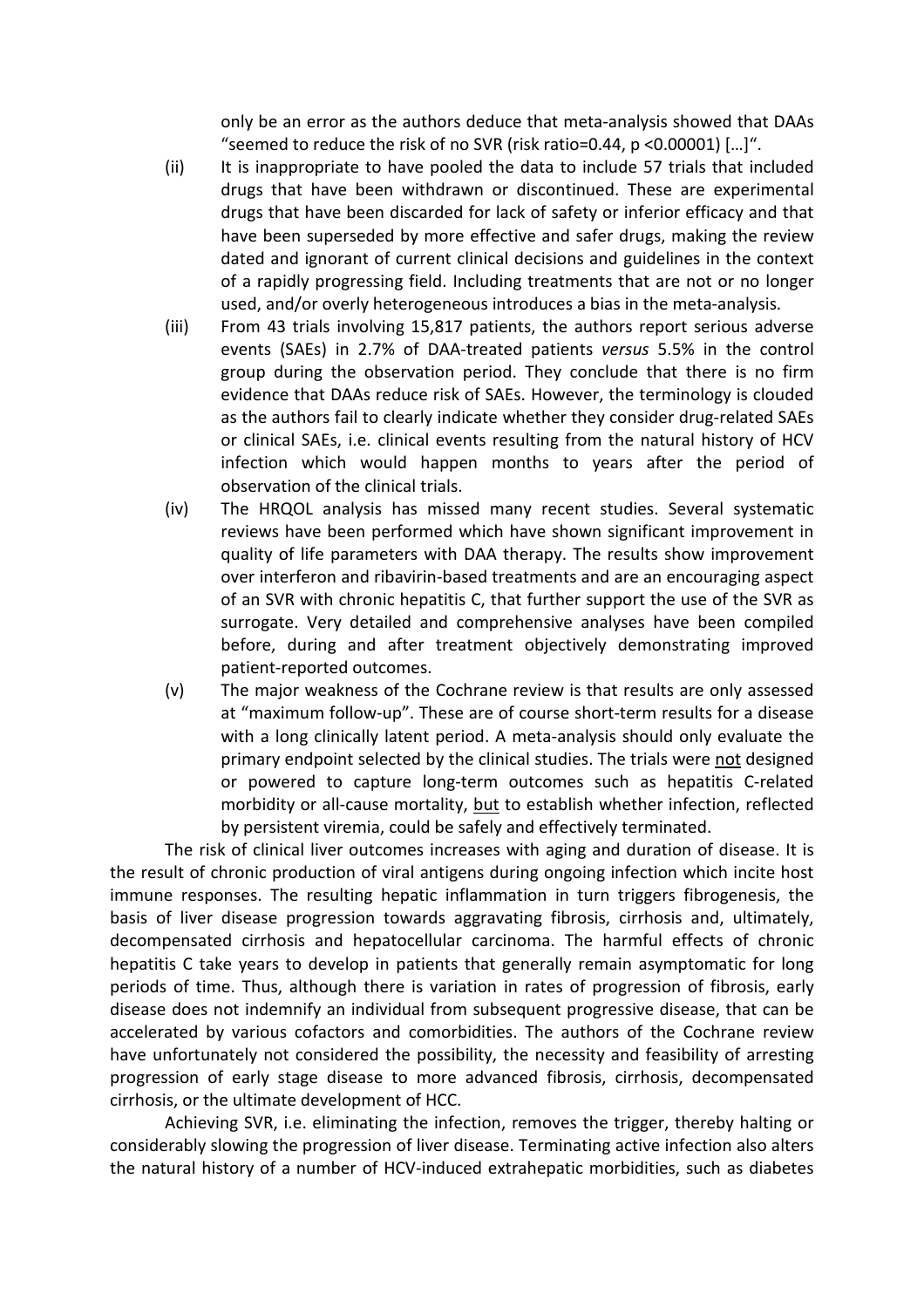only be an error as the authors deduce that meta-analysis showed that DAAs "seemed to reduce the risk of no SVR (risk ratio=0.44, p <0.00001) […]".

(ii) It is inappropriate to have pooled the data to include 57 trials that included drugs that have been withdrawn or discontinued. These are experimental drugs that have been discarded for lack of safety or inferior efficacy and that have been superseded by more effective and safer drugs, making the review dated and ignorant of current clinical decisions and guidelines in the context of a rapidly progressing field. Including treatments that are not or no longer used, and/or overly heterogeneous introduces a bias in the meta-analysis.

(iii) From 43 trials involving 15,817 patients, the authors report serious adverse events (SAEs) in 2.7% of DAA-treated patients *versus* 5.5% in the control group during the observation period. They conclude that there is no firm evidence that DAAs reduce risk of SAEs. However, the terminology is clouded as the authors fail to clearly indicate whether they consider drug-related SAEs or clinical SAEs, i.e. clinical events resulting from the natural history of HCV infection which would happen months to years after the period of observation of the clinical trials.

(iv) The HRQOL analysis has missed many recent studies. Several systematic reviews have been performed which have shown significant improvement in quality of life parameters with DAA therapy. The results show improvement over interferon and ribavirin-based treatments and are an encouraging aspect of an SVR with chronic hepatitis C, that further support the use of the SVR as surrogate. Very detailed and comprehensive analyses have been compiled before, during and after treatment objectively demonstrating improved patient-reported outcomes.

(v) The major weakness of the Cochrane review is that results are only assessed at "maximum follow-up". These are of course short-term results for a disease with a long clinically latent period. A meta-analysis should only evaluate the primary endpoint selected by the clinical studies. The trials were not designed or powered to capture long-term outcomes such as hepatitis C-related morbidity or all-cause mortality, but to establish whether infection, reflected by persistent viremia, could be safely and effectively terminated.

The risk of clinical liver outcomes increases with aging and duration of disease. It is the result of chronic production of viral antigens during ongoing infection which incite host immune responses. The resulting hepatic inflammation in turn triggers fibrogenesis, the basis of liver disease progression towards aggravating fibrosis, cirrhosis and, ultimately, decompensated cirrhosis and hepatocellular carcinoma. The harmful effects of chronic hepatitis C take years to develop in patients that generally remain asymptomatic for long periods of time. Thus, although there is variation in rates of progression of fibrosis, early disease does not indemnify an individual from subsequent progressive disease, that can be accelerated by various cofactors and comorbidities. The authors of the Cochrane review have unfortunately not considered the possibility, the necessity and feasibility of arresting progression of early stage disease to more advanced fibrosis, cirrhosis, decompensated cirrhosis, or the ultimate development of HCC.

Achieving SVR, i.e. eliminating the infection, removes the trigger, thereby halting or considerably slowing the progression of liver disease. Terminating active infection also alters the natural history of a number of HCV-induced extrahepatic morbidities, such as diabetes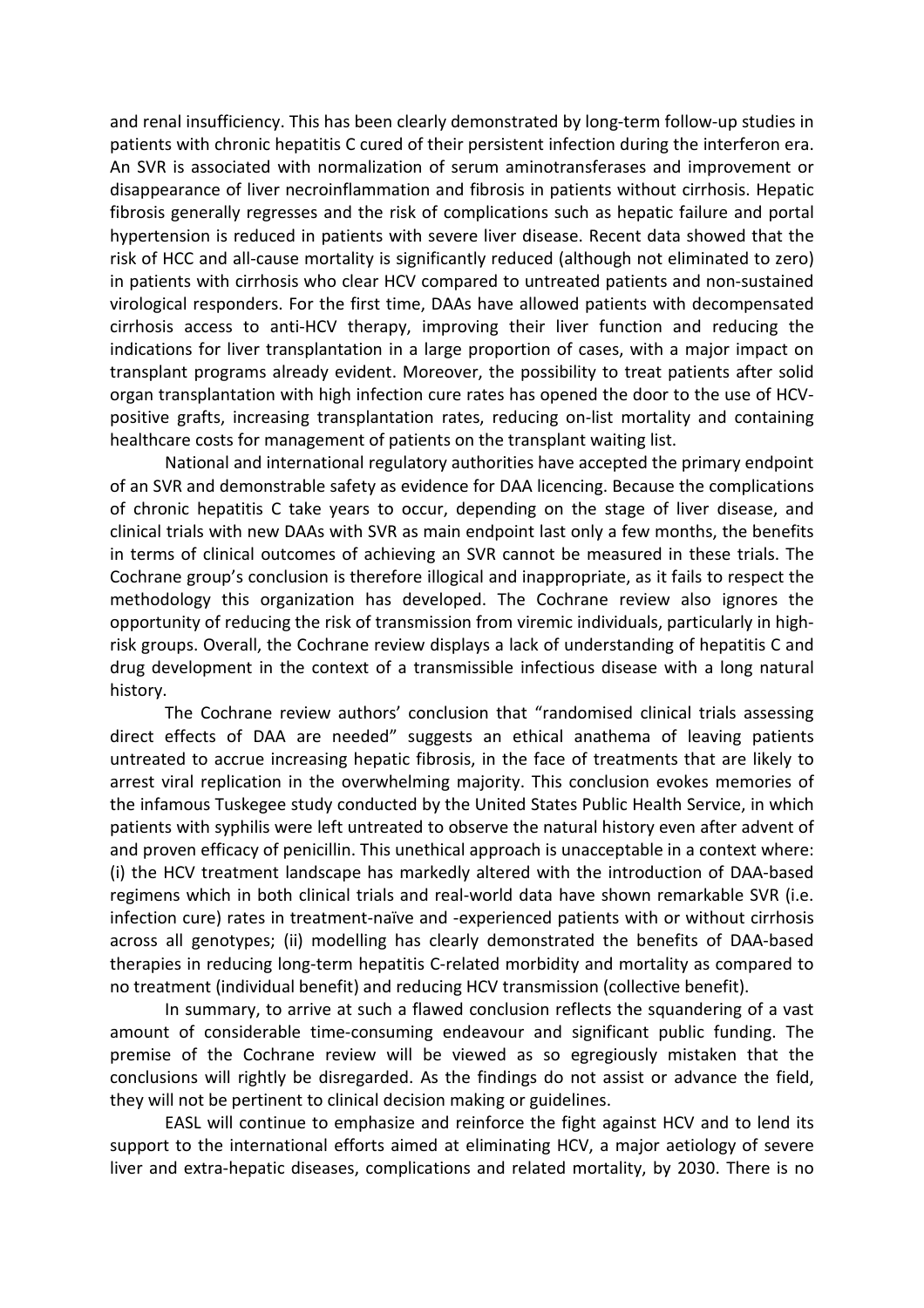and renal insufficiency. This has been clearly demonstrated by long-term follow-up studies in patients with chronic hepatitis C cured of their persistent infection during the interferon era. An SVR is associated with normalization of serum aminotransferases and improvement or disappearance of liver necroinflammation and fibrosis in patients without cirrhosis. Hepatic fibrosis generally regresses and the risk of complications such as hepatic failure and portal hypertension is reduced in patients with severe liver disease. Recent data showed that the risk of HCC and all-cause mortality is significantly reduced (although not eliminated to zero) in patients with cirrhosis who clear HCV compared to untreated patients and non-sustained virological responders. For the first time, DAAs have allowed patients with decompensated cirrhosis access to anti-HCV therapy, improving their liver function and reducing the indications for liver transplantation in a large proportion of cases, with a major impact on transplant programs already evident. Moreover, the possibility to treat patients after solid organ transplantation with high infection cure rates has opened the door to the use of HCV-positive grafts, increasing transplantation rates, reducing on-list mortality and containing healthcare costs for management of patients on the transplant waiting list.

National and international regulatory authorities have accepted the primary endpoint of an SVR and demonstrable safety as evidence for DAA licencing. Because the complications of chronic hepatitis C take years to occur, depending on the stage of liver disease, and clinical trials with new DAAs with SVR as main endpoint last only a few months, the benefits in terms of clinical outcomes of achieving an SVR cannot be measured in these trials. The Cochrane group's conclusion is therefore illogical and inappropriate, as it fails to respect the methodology this organization has developed. The Cochrane review also ignores the opportunity of reducing the risk of transmission from viremic individuals, particularly in high-risk groups. Overall, the Cochrane review displays a lack of understanding of hepatitis C and drug development in the context of a transmissible infectious disease with a long natural history.

The Cochrane review authors' conclusion that "randomised clinical trials assessing direct effects of DAA are needed" suggests an ethical anathema of leaving patients untreated to accrue increasing hepatic fibrosis, in the face of treatments that are likely to arrest viral replication in the overwhelming majority. This conclusion evokes memories of the infamous Tuskegee study conducted by the United States Public Health Service, in which patients with syphilis were left untreated to observe the natural history even after advent of and proven efficacy of penicillin. This unethical approach is unacceptable in a context where: (i) the HCV treatment landscape has markedly altered with the introduction of DAA-based regimens which in both clinical trials and real-world data have shown remarkable SVR (i.e. infection cure) rates in treatment-naïve and -experienced patients with or without cirrhosis across all genotypes; (ii) modelling has clearly demonstrated the benefits of DAA-based therapies in reducing long-term hepatitis C-related morbidity and mortality as compared to no treatment (individual benefit) and reducing HCV transmission (collective benefit).

In summary, to arrive at such a flawed conclusion reflects the squandering of a vast amount of considerable time-consuming endeavour and significant public funding. The premise of the Cochrane review will be viewed as so egregiously mistaken that the conclusions will rightly be disregarded. As the findings do not assist or advance the field, they will not be pertinent to clinical decision making or guidelines.

EASL will continue to emphasize and reinforce the fight against HCV and to lend its support to the international efforts aimed at eliminating HCV, a major aetiology of severe liver and extra-hepatic diseases, complications and related mortality, by 2030. There is no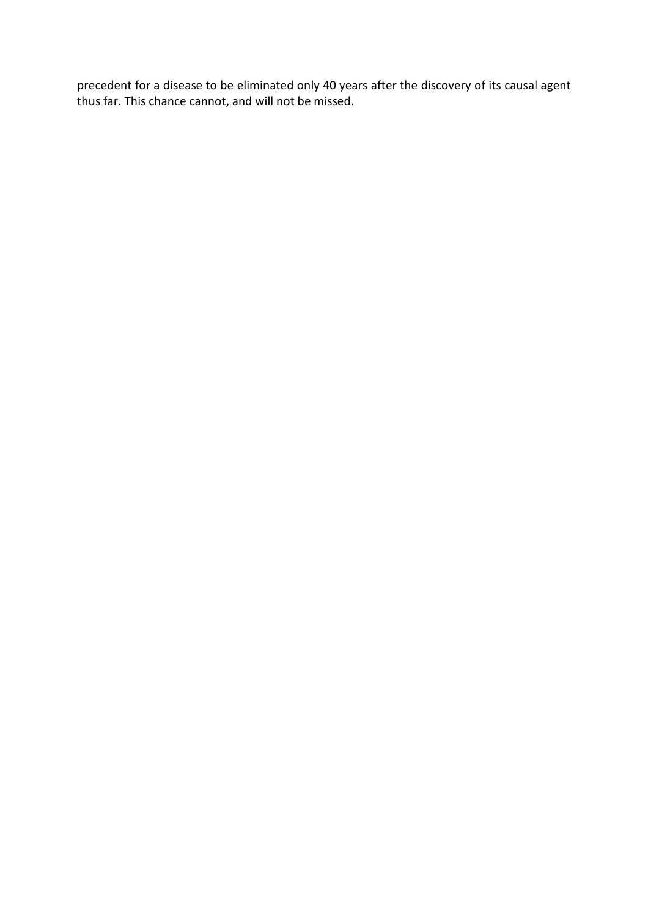precedent for a disease to be eliminated only 40 years after the discovery of its causal agent thus far. This chance cannot, and will not be missed.